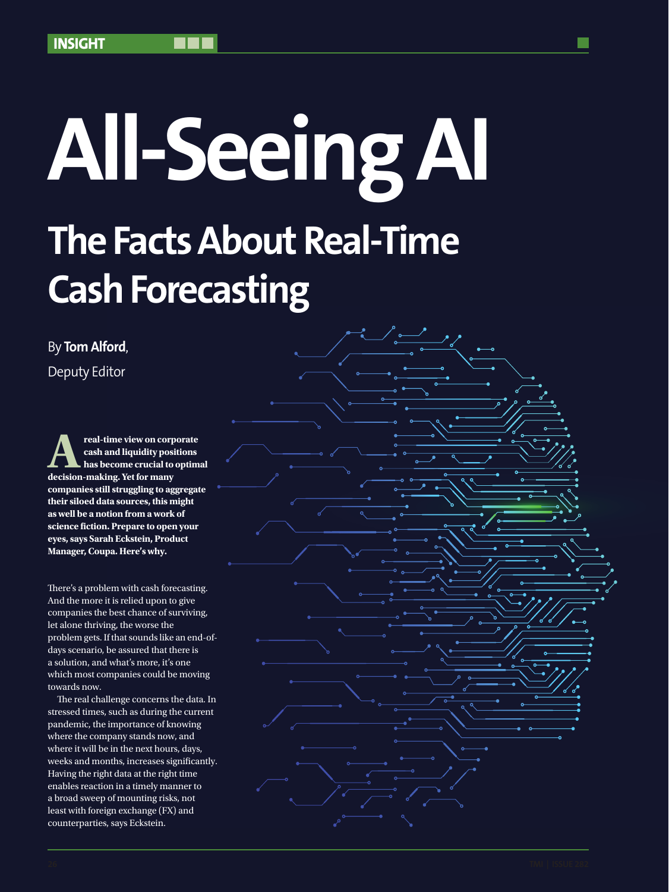# All-Seeing AI

## The Facts About Real-Time Cash Forecasting

By **Tom Alford**, Deputy Editor

**A real-time view on corporate cash and liquidity positions has become crucial to optimal decision-making. Yet for many companies still struggling to aggregate their siloed data sources, this might as well be a notion from a work of science fiction. Prepare to open your eyes, says Sarah Eckstein, Product Manager, Coupa. Here's why.**

There's a problem with cash forecasting. And the more it is relied upon to give companies the best chance of surviving, let alone thriving, the worse the problem gets. If that sounds like an end-of-days scenario, be assured that there is a solution, and what's more, it's one which most companies could be moving towards now.

The real challenge concerns the data. In stressed times, such as during the current pandemic, the importance of knowing where the company stands now, and where it will be in the next hours, days, weeks and months, increases significantly. Having the right data at the right time enables reaction in a timely manner to a broad sweep of mounting risks, not least with foreign exchange (FX) and counterparties, says Eckstein.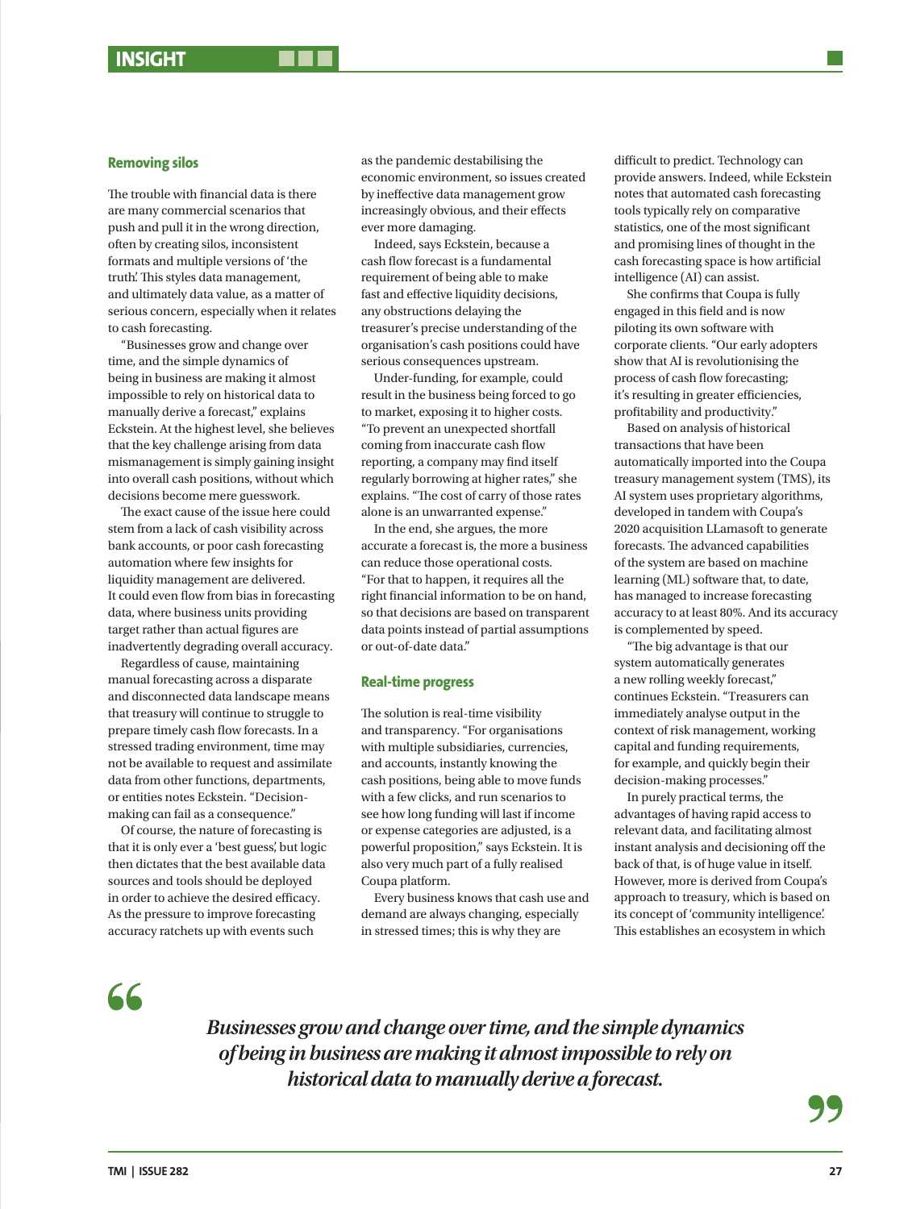## Removing silos

The trouble with financial data is there are many commercial scenarios that push and pull it in the wrong direction, often by creating silos, inconsistent formats and multiple versions of 'the truth'. This styles data management, and ultimately data value, as a matter of serious concern, especially when it relates to cash forecasting.

"Businesses grow and change over time, and the simple dynamics of being in business are making it almost impossible to rely on historical data to manually derive a forecast," explains Eckstein. At the highest level, she believes that the key challenge arising from data mismanagement is simply gaining insight into overall cash positions, without which decisions become mere guesswork.

The exact cause of the issue here could stem from a lack of cash visibility across bank accounts, or poor cash forecasting automation where few insights for liquidity management are delivered. It could even flow from bias in forecasting data, where business units providing target rather than actual figures are inadvertently degrading overall accuracy.

Regardless of cause, maintaining manual forecasting across a disparate and disconnected data landscape means that treasury will continue to struggle to prepare timely cash flow forecasts. In a stressed trading environment, time may not be available to request and assimilate data from other functions, departments, or entities notes Eckstein. "Decision-making can fail as a consequence."

Of course, the nature of forecasting is that it is only ever a 'best guess', but logic then dictates that the best available data sources and tools should be deployed in order to achieve the desired efficacy. As the pressure to improve forecasting accuracy ratchets up with events such as the pandemic destabilising the economic environment, so issues created by ineffective data management grow increasingly obvious, and their effects ever more damaging.

Indeed, says Eckstein, because a cash flow forecast is a fundamental requirement of being able to make fast and effective liquidity decisions, any obstructions delaying the treasurer's precise understanding of the organisation's cash positions could have serious consequences upstream.

Under-funding, for example, could result in the business being forced to go to market, exposing it to higher costs. "To prevent an unexpected shortfall coming from inaccurate cash flow reporting, a company may find itself regularly borrowing at higher rates," she explains. "The cost of carry of those rates alone is an unwarranted expense."

In the end, she argues, the more accurate a forecast is, the more a business can reduce those operational costs. "For that to happen, it requires all the right financial information to be on hand, so that decisions are based on transparent data points instead of partial assumptions or out-of-date data."

## Real-time progress

The solution is real-time visibility and transparency. "For organisations with multiple subsidiaries, currencies, and accounts, instantly knowing the cash positions, being able to move funds with a few clicks, and run scenarios to see how long funding will last if income or expense categories are adjusted, is a powerful proposition," says Eckstein. It is also very much part of a fully realised Coupa platform.

Every business knows that cash use and demand are always changing, especially in stressed times; this is why they are difficult to predict. Technology can provide answers. Indeed, while Eckstein notes that automated cash forecasting tools typically rely on comparative statistics, one of the most significant and promising lines of thought in the cash forecasting space is how artificial intelligence (AI) can assist.

She confirms that Coupa is fully engaged in this field and is now piloting its own software with corporate clients. "Our early adopters show that AI is revolutionising the process of cash flow forecasting; it's resulting in greater efficiencies, profitability and productivity."

Based on analysis of historical transactions that have been automatically imported into the Coupa treasury management system (TMS), its AI system uses proprietary algorithms, developed in tandem with Coupa's 2020 acquisition LLamasoft to generate forecasts. The advanced capabilities of the system are based on machine learning (ML) software that, to date, has managed to increase forecasting accuracy to at least 80%. And its accuracy is complemented by speed.

"The big advantage is that our system automatically generates a new rolling weekly forecast," continues Eckstein. "Treasurers can immediately analyse output in the context of risk management, working capital and funding requirements, for example, and quickly begin their decision-making processes."

In purely practical terms, the advantages of having rapid access to relevant data, and facilitating almost instant analysis and decisioning off the back of that, is of huge value in itself. However, more is derived from Coupa's approach to treasury, which is based on its concept of 'community intelligence'. This establishes an ecosystem in which

> *Businesses grow and change over time, and the simple dynamics of being in business are making it almost impossible to rely on historical data to manually derive a forecast.*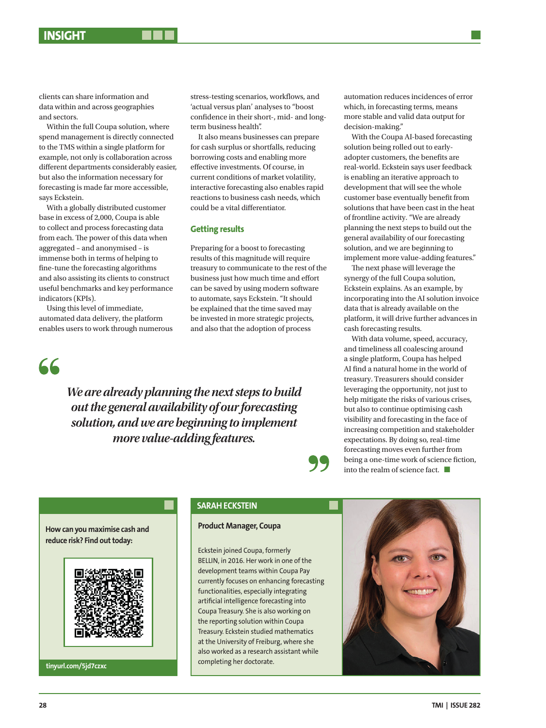clients can share information and data within and across geographies and sectors.

Within the full Coupa solution, where spend management is directly connected to the TMS within a single platform for example, not only is collaboration across different departments considerably easier, but also the information necessary for forecasting is made far more accessible, says Eckstein.

With a globally distributed customer base in excess of 2,000, Coupa is able to collect and process forecasting data from each. The power of this data when aggregated – and anonymised – is immense both in terms of helping to fine-tune the forecasting algorithms and also assisting its clients to construct useful benchmarks and key performance indicators (KPIs).

Using this level of immediate, automated data delivery, the platform enables users to work through numerous stress-testing scenarios, workflows, and 'actual versus plan' analyses to "boost confidence in their short-, mid- and long-term business health".

It also means businesses can prepare for cash surplus or shortfalls, reducing borrowing costs and enabling more effective investments. Of course, in current conditions of market volatility, interactive forecasting also enables rapid reactions to business cash needs, which could be a vital differentiator.

## Getting results

Preparing for a boost to forecasting results of this magnitude will require treasury to communicate to the rest of the business just how much time and effort can be saved by using modern software to automate, says Eckstein. "It should be explained that the time saved may be invested in more strategic projects, and also that the adoption of process automation reduces incidences of error which, in forecasting terms, means more stable and valid data output for decision-making."

With the Coupa AI-based forecasting solution being rolled out to early-adopter customers, the benefits are real-world. Eckstein says user feedback is enabling an iterative approach to development that will see the whole customer base eventually benefit from solutions that have been cast in the heat of frontline activity. "We are already planning the next steps to build out the general availability of our forecasting solution, and we are beginning to implement more value-adding features."

The next phase will leverage the synergy of the full Coupa solution, Eckstein explains. As an example, by incorporating into the AI solution invoice data that is already available on the platform, it will drive further advances in cash forecasting results.

With data volume, speed, accuracy, and timeliness all coalescing around a single platform, Coupa has helped AI find a natural home in the world of treasury. Treasurers should consider leveraging the opportunity, not just to help mitigate the risks of various crises, but also to continue optimising cash visibility and forecasting in the face of increasing competition and stakeholder expectations. By doing so, real-time forecasting moves even further from being a one-time work of science fiction, into the realm of science fact.

> *We are already planning the next steps to build out the general availability of our forecasting solution, and we are beginning to implement more value-adding features.*

**How can you maximise cash and reduce risk? Find out today:**

**tinyurl.com/5jd7czxc**

### SARAH ECKSTEIN

**Product Manager, Coupa**

Eckstein joined Coupa, formerly BELLIN, in 2016. Her work in one of the development teams within Coupa Pay currently focuses on enhancing forecasting functionalities, especially integrating artificial intelligence forecasting into Coupa Treasury. She is also working on the reporting solution within Coupa Treasury. Eckstein studied mathematics at the University of Freiburg, where she also worked as a research assistant while completing her doctorate.